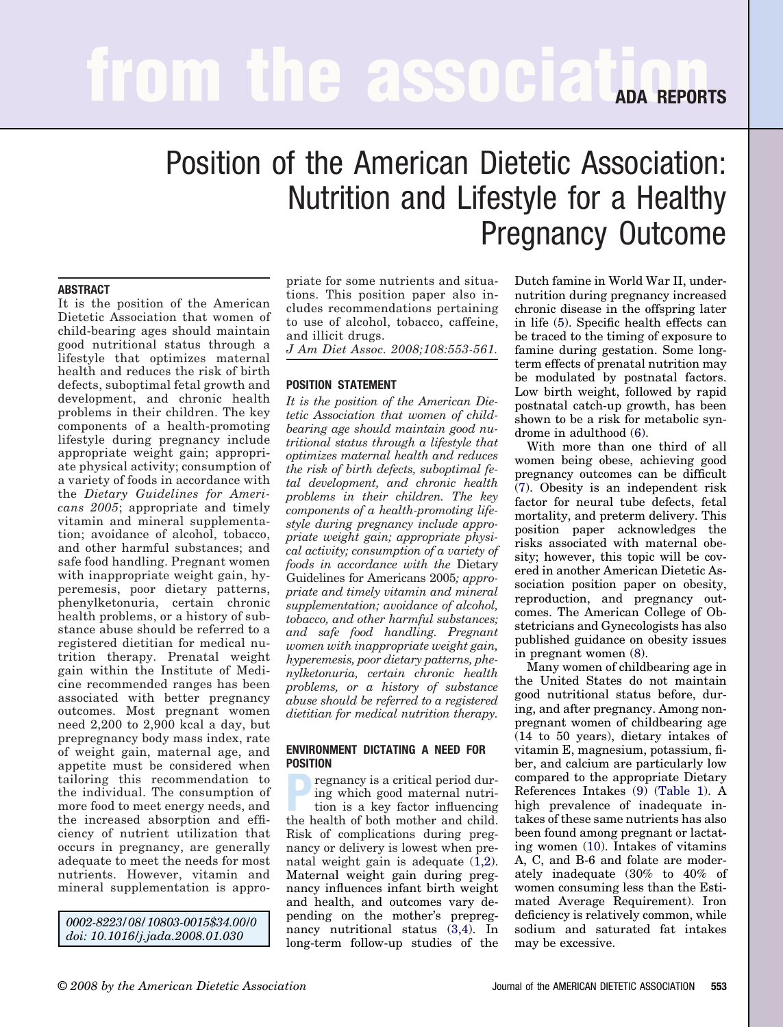# Position of the American Dietetic Association: Nutrition and Lifestyle for a Healthy Pregnancy Outcome

## ABSTRACT

It is the position of the American Dietetic Association that women of child-bearing ages should maintain good nutritional status through a lifestyle that optimizes maternal health and reduces the risk of birth defects, suboptimal fetal growth and development, and chronic health problems in their children. The key components of a health-promoting lifestyle during pregnancy include appropriate weight gain; appropriate physical activity; consumption of a variety of foods in accordance with the *Dietary Guidelines for Americans 2005*; appropriate and timely vitamin and mineral supplementation; avoidance of alcohol, tobacco, and other harmful substances; and safe food handling. Pregnant women with inappropriate weight gain, hyperemesis, poor dietary patterns, phenylketonuria, certain chronic health problems, or a history of substance abuse should be referred to a registered dietitian for medical nutrition therapy. Prenatal weight gain within the Institute of Medicine recommended ranges has been associated with better pregnancy outcomes. Most pregnant women need 2,200 to 2,900 kcal a day, but prepregnancy body mass index, rate of weight gain, maternal age, and appetite must be considered when tailoring this recommendation to the individual. The consumption of more food to meet energy needs, and the increased absorption and efficiency of nutrient utilization that occurs in pregnancy, are generally adequate to meet the needs for most nutrients. However, vitamin and mineral supplementation is appropriate for some nutrients and situations. This position paper also includes recommendations pertaining to use of alcohol, tobacco, caffeine, and illicit drugs.

*J Am Diet Assoc. 2008;108:553-561.*

0002-8223/08/10803-0015$34.00/0
doi: 10.1016/j.jada.2008.01.030

## POSITION STATEMENT

*It is the position of the American Dietetic Association that women of child-bearing age should maintain good nutritional status through a lifestyle that optimizes maternal health and reduces the risk of birth defects, suboptimal fetal development, and chronic health problems in their children. The key components of a health-promoting lifestyle during pregnancy include appropriate weight gain; appropriate physical activity; consumption of a variety of foods in accordance with the* Dietary Guidelines for Americans 2005*; appropriate and timely vitamin and mineral supplementation; avoidance of alcohol, tobacco, and other harmful substances; and safe food handling. Pregnant women with inappropriate weight gain, hyperemesis, poor dietary patterns, phenylketonuria, certain chronic health problems, or a history of substance abuse should be referred to a registered dietitian for medical nutrition therapy.*

## ENVIRONMENT DICTATING A NEED FOR POSITION

Pregnancy is a critical period during which good maternal nutrition is a key factor influencing the health of both mother and child. Risk of complications during pregnancy or delivery is lowest when prenatal weight gain is adequate (1,2). Maternal weight gain during pregnancy influences infant birth weight and health, and outcomes vary depending on the mother's prepregnancy nutritional status (3,4). In long-term follow-up studies of the Dutch famine in World War II, undernutrition during pregnancy increased chronic disease in the offspring later in life (5). Specific health effects can be traced to the timing of exposure to famine during gestation. Some long-term effects of prenatal nutrition may be modulated by postnatal factors. Low birth weight, followed by rapid postnatal catch-up growth, has been shown to be a risk for metabolic syndrome in adulthood (6).

With more than one third of all women being obese, achieving good pregnancy outcomes can be difficult (7). Obesity is an independent risk factor for neural tube defects, fetal mortality, and preterm delivery. This position paper acknowledges the risks associated with maternal obesity; however, this topic will be covered in another American Dietetic Association position paper on obesity, reproduction, and pregnancy outcomes. The American College of Obstetricians and Gynecologists has also published guidance on obesity issues in pregnant women (8).

Many women of childbearing age in the United States do not maintain good nutritional status before, during, and after pregnancy. Among non-pregnant women of childbearing age (14 to 50 years), dietary intakes of vitamin E, magnesium, potassium, fiber, and calcium are particularly low compared to the appropriate Dietary References Intakes (9) (Table 1). A high prevalence of inadequate intakes of these same nutrients has also been found among pregnant or lactating women (10). Intakes of vitamins A, C, and B-6 and folate are moderately inadequate (30% to 40% of women consuming less than the Estimated Average Requirement). Iron deficiency is relatively common, while sodium and saturated fat intakes may be excessive.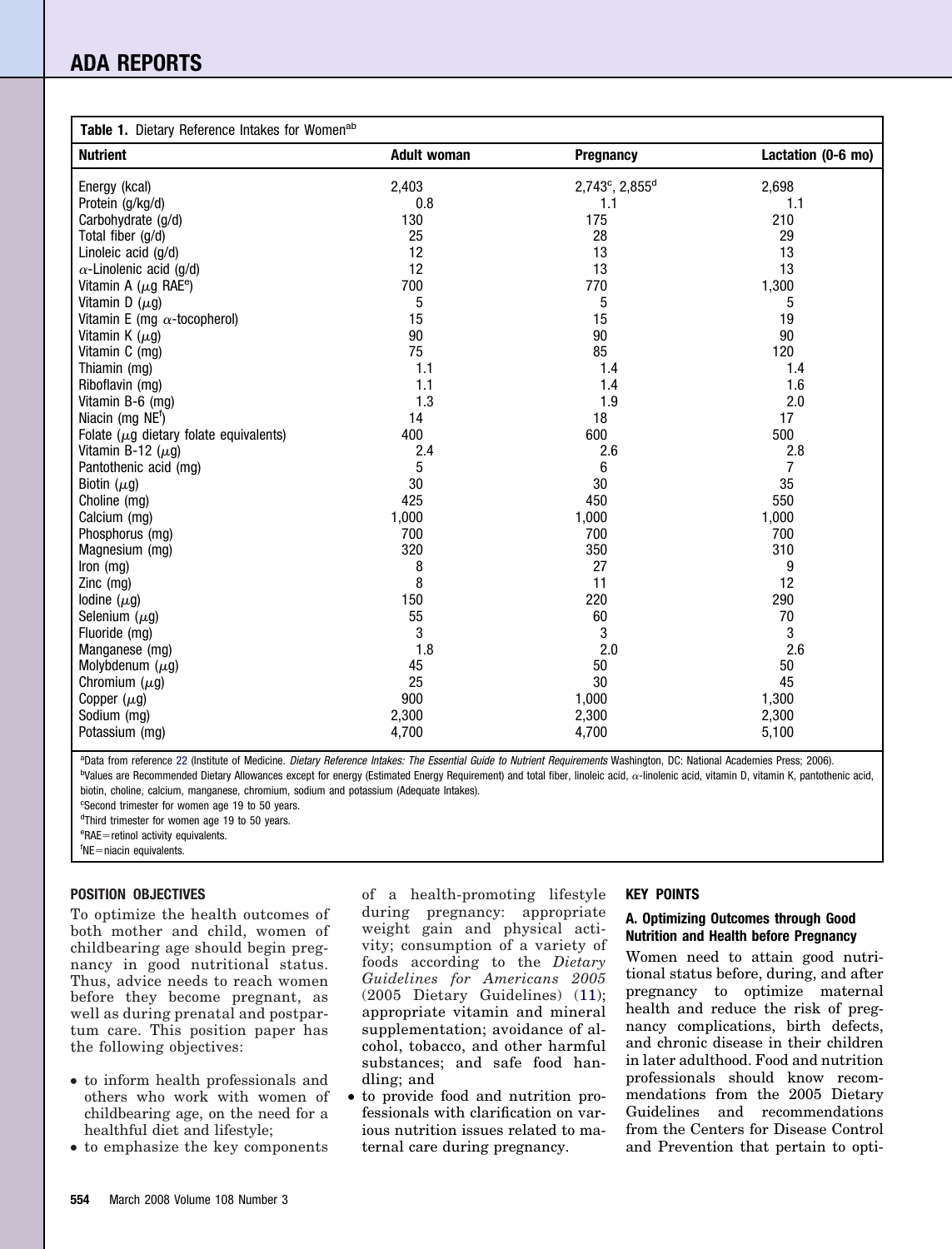**Table 1.** Dietary Reference Intakes for Women[ab]

| Nutrient | Adult woman | Pregnancy | Lactation (0-6 mo) |
|---|---|---|---|
| Energy (kcal) | 2,403 | 2,743[c], 2,855[d] | 2,698 |
| Protein (g/kg/d) | 0.8 | 1.1 | 1.1 |
| Carbohydrate (g/d) | 130 | 175 | 210 |
| Total fiber (g/d) | 25 | 28 | 29 |
| Linoleic acid (g/d) | 12 | 13 | 13 |
| $\alpha$-Linolenic acid (g/d) | 12 | 13 | 13 |
| Vitamin A ($\mu$g RAE[e]) | 700 | 770 | 1,300 |
| Vitamin D ($\mu$g) | 5 | 5 | 5 |
| Vitamin E (mg $\alpha$-tocopherol) | 15 | 15 | 19 |
| Vitamin K ($\mu$g) | 90 | 90 | 90 |
| Vitamin C (mg) | 75 | 85 | 120 |
| Thiamin (mg) | 1.1 | 1.4 | 1.4 |
| Riboflavin (mg) | 1.1 | 1.4 | 1.6 |
| Vitamin B-6 (mg) | 1.3 | 1.9 | 2.0 |
| Niacin (mg NE[f]) | 14 | 18 | 17 |
| Folate ($\mu$g dietary folate equivalents) | 400 | 600 | 500 |
| Vitamin B-12 ($\mu$g) | 2.4 | 2.6 | 2.8 |
| Pantothenic acid (mg) | 5 | 6 | 7 |
| Biotin ($\mu$g) | 30 | 30 | 35 |
| Choline (mg) | 425 | 450 | 550 |
| Calcium (mg) | 1,000 | 1,000 | 1,000 |
| Phosphorus (mg) | 700 | 700 | 700 |
| Magnesium (mg) | 320 | 350 | 310 |
| Iron (mg) | 8 | 27 | 9 |
| Zinc (mg) | 8 | 11 | 12 |
| Iodine ($\mu$g) | 150 | 220 | 290 |
| Selenium ($\mu$g) | 55 | 60 | 70 |
| Fluoride (mg) | 3 | 3 | 3 |
| Manganese (mg) | 1.8 | 2.0 | 2.6 |
| Molybdenum ($\mu$g) | 45 | 50 | 50 |
| Chromium ($\mu$g) | 25 | 30 | 45 |
| Copper ($\mu$g) | 900 | 1,000 | 1,300 |
| Sodium (mg) | 2,300 | 2,300 | 2,300 |
| Potassium (mg) | 4,700 | 4,700 | 5,100 |

[a]Data from reference 22 (Institute of Medicine. *Dietary Reference Intakes: The Essential Guide to Nutrient Requirements* Washington, DC: National Academies Press; 2006).
[b]Values are Recommended Dietary Allowances except for energy (Estimated Energy Requirement) and total fiber, linoleic acid, $\alpha$-linolenic acid, vitamin D, vitamin K, pantothenic acid, biotin, choline, calcium, manganese, chromium, sodium and potassium (Adequate Intakes).
[c]Second trimester for women age 19 to 50 years.
[d]Third trimester for women age 19 to 50 years.
[e]RAE=retinol activity equivalents.
[f]NE=niacin equivalents.

## POSITION OBJECTIVES

To optimize the health outcomes of both mother and child, women of childbearing age should begin pregnancy in good nutritional status. Thus, advice needs to reach women before they become pregnant, as well as during prenatal and postpartum care. This position paper has the following objectives:

- to inform health professionals and others who work with women of childbearing age, on the need for a healthful diet and lifestyle;
- to emphasize the key components of a health-promoting lifestyle during pregnancy: appropriate weight gain and physical activity; consumption of a variety of foods according to the *Dietary Guidelines for Americans 2005* (2005 Dietary Guidelines) (11); appropriate vitamin and mineral supplementation; avoidance of alcohol, tobacco, and other harmful substances; and safe food handling; and
- to provide food and nutrition professionals with clarification on various nutrition issues related to maternal care during pregnancy.

## KEY POINTS

### A. Optimizing Outcomes through Good Nutrition and Health before Pregnancy

Women need to attain good nutritional status before, during, and after pregnancy to optimize maternal health and reduce the risk of pregnancy complications, birth defects, and chronic disease in their children in later adulthood. Food and nutrition professionals should know recommendations from the 2005 Dietary Guidelines and recommendations from the Centers for Disease Control and Prevention that pertain to opti-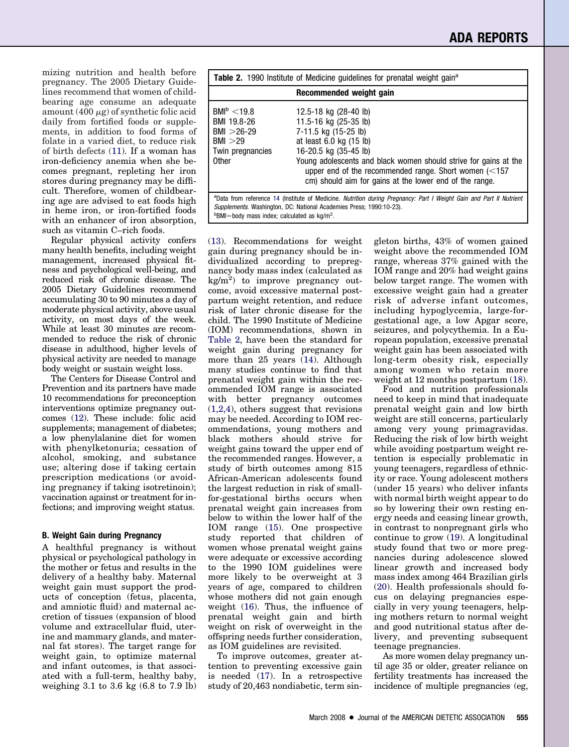mizing nutrition and health before pregnancy. The 2005 Dietary Guidelines recommend that women of childbearing age consume an adequate amount (400 μg) of synthetic folic acid daily from fortified foods or supplements, in addition to food forms of folate in a varied diet, to reduce risk of birth defects (11). If a woman has iron-deficiency anemia when she becomes pregnant, repleting her iron stores during pregnancy may be difficult. Therefore, women of childbearing age are advised to eat foods high in heme iron, or iron-fortified foods with an enhancer of iron absorption, such as vitamin C–rich foods.

Regular physical activity confers many health benefits, including weight management, increased physical fitness and psychological well-being, and reduced risk of chronic disease. The 2005 Dietary Guidelines recommend accumulating 30 to 90 minutes a day of moderate physical activity, above usual activity, on most days of the week. While at least 30 minutes are recommended to reduce the risk of chronic disease in adulthood, higher levels of physical activity are needed to manage body weight or sustain weight loss.

The Centers for Disease Control and Prevention and its partners have made 10 recommendations for preconception interventions optimize pregnancy outcomes (12). These include: folic acid supplements; management of diabetes; a low phenylalanine diet for women with phenylketonuria; cessation of alcohol, smoking, and substance use; altering dose if taking certain prescription medications (or avoiding pregnancy if taking isotretinoin); vaccination against or treatment for infections; and improving weight status.

### B. Weight Gain during Pregnancy

A healthful pregnancy is without physical or psychological pathology in the mother or fetus and results in the delivery of a healthy baby. Maternal weight gain must support the products of conception (fetus, placenta, and amniotic fluid) and maternal accretion of tissues (expansion of blood volume and extracellular fluid, uterine and mammary glands, and maternal fat stores). The target range for weight gain, to optimize maternal and infant outcomes, is that associated with a full-term, healthy baby, weighing 3.1 to 3.6 kg (6.8 to 7.9 lb) (13). Recommendations for weight gain during pregnancy should be individualized according to prepregnancy body mass index (calculated as kg/m$^2$) to improve pregnancy outcome, avoid excessive maternal postpartum weight retention, and reduce risk of later chronic disease for the child. The 1990 Institute of Medicine (IOM) recommendations, shown in Table 2, have been the standard for weight gain during pregnancy for more than 25 years (14). Although many studies continue to find that prenatal weight gain within the recommended IOM range is associated with better pregnancy outcomes (1,2,4), others suggest that revisions may be needed. According to IOM recommendations, young mothers and black mothers should strive for weight gains toward the upper end of the recommended ranges. However, a study of birth outcomes among 815 African-American adolescents found the largest reduction in risk of small-for-gestational births occurs when prenatal weight gain increases from below to within the lower half of the IOM range (15). One prospective study reported that children of women whose prenatal weight gains were adequate or excessive according to the 1990 IOM guidelines were more likely to be overweight at 3 years of age, compared to children whose mothers did not gain enough weight (16). Thus, the influence of prenatal weight gain and birth weight on risk of overweight in the offspring needs further consideration, as IOM guidelines are revisited.

**Table 2.** 1990 Institute of Medicine guidelines for prenatal weight gain[a]

| | Recommended weight gain |
|---|---|
| BMI[b] <19.8 | 12.5-18 kg (28-40 lb) |
| BMI 19.8-26 | 11.5-16 kg (25-35 lb) |
| BMI >26-29 | 7-11.5 kg (15-25 lb) |
| BMI >29 | at least 6.0 kg (15 lb) |
| Twin pregnancies | 16-20.5 kg (35-45 lb) |
| Other | Young adolescents and black women should strive for gains at the upper end of the recommended range. Short women (<157 cm) should aim for gains at the lower end of the range. |

[a]Data from reference 14 (Institute of Medicine. *Nutrition during Pregnancy: Part I Weight Gain and Part II Nutrient Supplements*. Washington, DC: National Academies Press; 1990:10-23).
[b]BMI=body mass index; calculated as kg/m$^2$.

To improve outcomes, greater attention to preventing excessive gain is needed (17). In a retrospective study of 20,463 nondiabetic, term singleton births, 43% of women gained weight above the recommended IOM range, whereas 37% gained with the IOM range and 20% had weight gains below target range. The women with excessive weight gain had a greater risk of adverse infant outcomes, including hypoglycemia, large-for-gestational age, a low Apgar score, seizures, and polycythemia. In a European population, excessive prenatal weight gain has been associated with long-term obesity risk, especially among women who retain more weight at 12 months postpartum (18).

Food and nutrition professionals need to keep in mind that inadequate prenatal weight gain and low birth weight are still concerns, particularly among very young primagravidas. Reducing the risk of low birth weight while avoiding postpartum weight retention is especially problematic in young teenagers, regardless of ethnicity or race. Young adolescent mothers (under 15 years) who deliver infants with normal birth weight appear to do so by lowering their own resting energy needs and ceasing linear growth, in contrast to nonpregnant girls who continue to grow (19). A longitudinal study found that two or more pregnancies during adolescence slowed linear growth and increased body mass index among 464 Brazilian girls (20). Health professionals should focus on delaying pregnancies especially in very young teenagers, helping mothers return to normal weight and good nutritional status after delivery, and preventing subsequent teenage pregnancies.

As more women delay pregnancy until age 35 or older, greater reliance on fertility treatments has increased the incidence of multiple pregnancies (eg,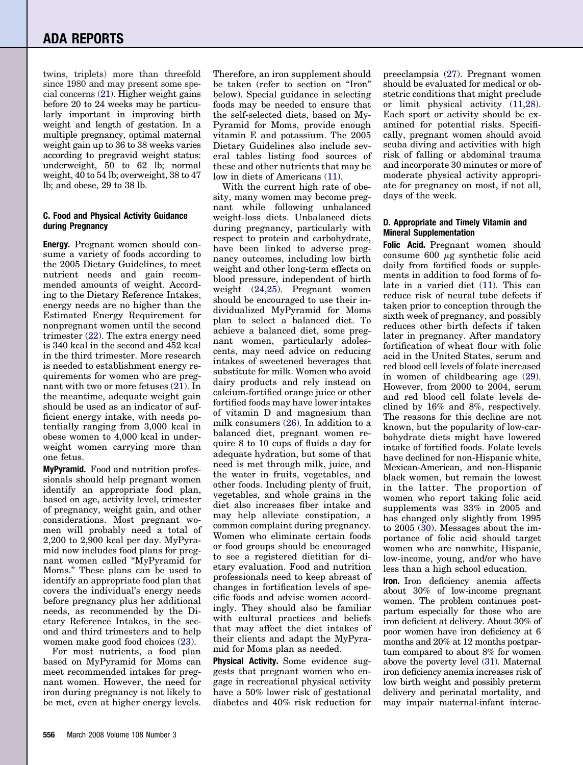twins, triplets) more than threefold since 1980 and may present some special concerns (21). Higher weight gains before 20 to 24 weeks may be particularly important in improving birth weight and length of gestation. In a multiple pregnancy, optimal maternal weight gain up to 36 to 38 weeks varies according to pregravid weight status: underweight, 50 to 62 lb; normal weight, 40 to 54 lb; overweight, 38 to 47 lb; and obese, 29 to 38 lb.

#### C. Food and Physical Activity Guidance during Pregnancy

**Energy.** Pregnant women should consume a variety of foods according to the 2005 Dietary Guidelines, to meet nutrient needs and gain recommended amounts of weight. According to the Dietary Reference Intakes, energy needs are no higher than the Estimated Energy Requirement for nonpregnant women until the second trimester (22). The extra energy need is 340 kcal in the second and 452 kcal in the third trimester. More research is needed to establishment energy requirements for women who are pregnant with two or more fetuses (21). In the meantime, adequate weight gain should be used as an indicator of sufficient energy intake, with needs potentially ranging from 3,000 kcal in obese women to 4,000 kcal in underweight women carrying more than one fetus.

**MyPyramid.** Food and nutrition professionals should help pregnant women identify an appropriate food plan, based on age, activity level, trimester of pregnancy, weight gain, and other considerations. Most pregnant women will probably need a total of 2,200 to 2,900 kcal per day. MyPyramid now includes food plans for pregnant women called "MyPyramid for Moms." These plans can be used to identify an appropriate food plan that covers the individual's energy needs before pregnancy plus her additional needs, as recommended by the Dietary Reference Intakes, in the second and third trimesters and to help women make good food choices (23).

For most nutrients, a food plan based on MyPyramid for Moms can meet recommended intakes for pregnant women. However, the need for iron during pregnancy is not likely to be met, even at higher energy levels. Therefore, an iron supplement should be taken (refer to section on "Iron" below). Special guidance in selecting foods may be needed to ensure that the self-selected diets, based on MyPyramid for Moms, provide enough vitamin E and potassium. The 2005 Dietary Guidelines also include several tables listing food sources of these and other nutrients that may be low in diets of Americans (11).

With the current high rate of obesity, many women may become pregnant while following unbalanced weight-loss diets. Unbalanced diets during pregnancy, particularly with respect to protein and carbohydrate, have been linked to adverse pregnancy outcomes, including low birth weight and other long-term effects on blood pressure, independent of birth weight (24,25). Pregnant women should be encouraged to use their individualized MyPyramid for Moms plan to select a balanced diet. To achieve a balanced diet, some pregnant women, particularly adolescents, may need advice on reducing intakes of sweetened beverages that substitute for milk. Women who avoid dairy products and rely instead on calcium-fortified orange juice or other fortified foods may have lower intakes of vitamin D and magnesium than milk consumers (26). In addition to a balanced diet, pregnant women require 8 to 10 cups of fluids a day for adequate hydration, but some of that need is met through milk, juice, and the water in fruits, vegetables, and other foods. Including plenty of fruit, vegetables, and whole grains in the diet also increases fiber intake and may help alleviate constipation, a common complaint during pregnancy. Women who eliminate certain foods or food groups should be encouraged to see a registered dietitian for dietary evaluation. Food and nutrition professionals need to keep abreast of changes in fortification levels of specific foods and advise women accordingly. They should also be familiar with cultural practices and beliefs that may affect the diet intakes of their clients and adapt the MyPyramid for Moms plan as needed.

**Physical Activity.** Some evidence suggests that pregnant women who engage in recreational physical activity have a 50% lower risk of gestational diabetes and 40% risk reduction for preeclampsia (27). Pregnant women should be evaluated for medical or obstetric conditions that might preclude or limit physical activity (11,28). Each sport or activity should be examined for potential risks. Specifically, pregnant women should avoid scuba diving and activities with high risk of falling or abdominal trauma and incorporate 30 minutes or more of moderate physical activity appropriate for pregnancy on most, if not all, days of the week.

#### D. Appropriate and Timely Vitamin and Mineral Supplementation

**Folic Acid.** Pregnant women should consume 600 $\mu$g synthetic folic acid daily from fortified foods or supplements in addition to food forms of folate in a varied diet (11). This can reduce risk of neural tube defects if taken prior to conception through the sixth week of pregnancy, and possibly reduces other birth defects if taken later in pregnancy. After mandatory fortification of wheat flour with folic acid in the United States, serum and red blood cell levels of folate increased in women of childbearing age (29). However, from 2000 to 2004, serum and red blood cell folate levels declined by 16% and 8%, respectively. The reasons for this decline are not known, but the popularity of low-carbohydrate diets might have lowered intake of fortified foods. Folate levels have declined for non-Hispanic white, Mexican-American, and non-Hispanic black women, but remain the lowest in the latter. The proportion of women who report taking folic acid supplements was 33% in 2005 and has changed only slightly from 1995 to 2005 (30). Messages about the importance of folic acid should target women who are nonwhite, Hispanic, low-income, young, and/or who have less than a high school education.

**Iron.** Iron deficiency anemia affects about 30% of low-income pregnant women. The problem continues postpartum especially for those who are iron deficient at delivery. About 30% of poor women have iron deficiency at 6 months and 20% at 12 months postpartum compared to about 8% for women above the poverty level (31). Maternal iron deficiency anemia increases risk of low birth weight and possibly preterm delivery and perinatal mortality, and may impair maternal-infant interac-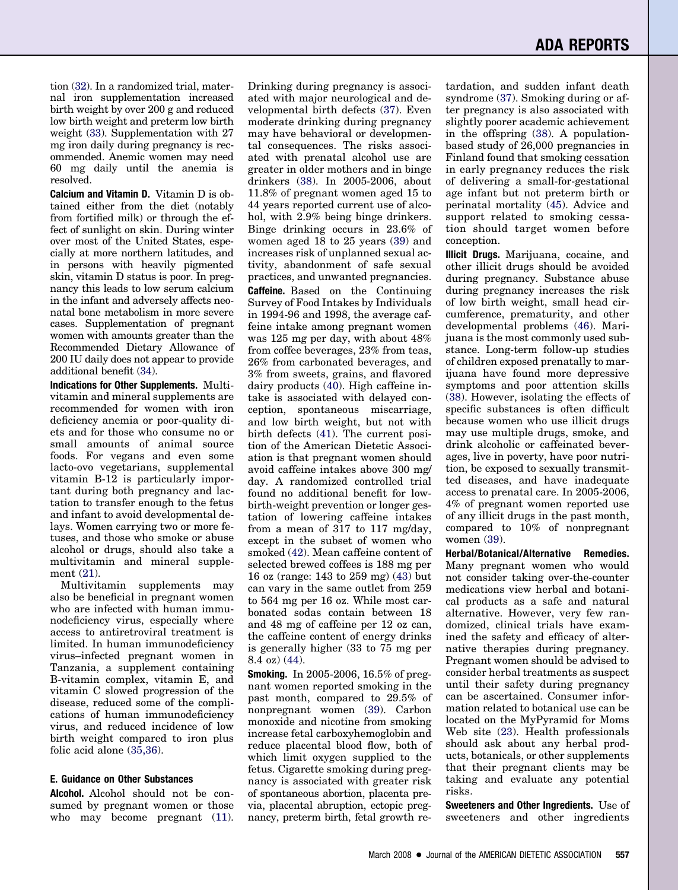tion (32). In a randomized trial, maternal iron supplementation increased birth weight by over 200 g and reduced low birth weight and preterm low birth weight (33). Supplementation with 27 mg iron daily during pregnancy is recommended. Anemic women may need 60 mg daily until the anemia is resolved.

**Calcium and Vitamin D.** Vitamin D is obtained either from the diet (notably from fortified milk) or through the effect of sunlight on skin. During winter over most of the United States, especially at more northern latitudes, and in persons with heavily pigmented skin, vitamin D status is poor. In pregnancy this leads to low serum calcium in the infant and adversely affects neonatal bone metabolism in more severe cases. Supplementation of pregnant women with amounts greater than the Recommended Dietary Allowance of 200 IU daily does not appear to provide additional benefit (34).

**Indications for Other Supplements.** Multivitamin and mineral supplements are recommended for women with iron deficiency anemia or poor-quality diets and for those who consume no or small amounts of animal source foods. For vegans and even some lacto-ovo vegetarians, supplemental vitamin B-12 is particularly important during both pregnancy and lactation to transfer enough to the fetus and infant to avoid developmental delays. Women carrying two or more fetuses, and those who smoke or abuse alcohol or drugs, should also take a multivitamin and mineral supplement (21).

Multivitamin supplements may also be beneficial in pregnant women who are infected with human immunodeficiency virus, especially where access to antiretroviral treatment is limited. In human immunodeficiency virus–infected pregnant women in Tanzania, a supplement containing B-vitamin complex, vitamin E, and vitamin C slowed progression of the disease, reduced some of the complications of human immunodeficiency virus, and reduced incidence of low birth weight compared to iron plus folic acid alone (35,36).

#### E. Guidance on Other Substances

**Alcohol.** Alcohol should not be consumed by pregnant women or those who may become pregnant (11). Drinking during pregnancy is associated with major neurological and developmental birth defects (37). Even moderate drinking during pregnancy may have behavioral or developmental consequences. The risks associated with prenatal alcohol use are greater in older mothers and in binge drinkers (38). In 2005-2006, about 11.8% of pregnant women aged 15 to 44 years reported current use of alcohol, with 2.9% being binge drinkers. Binge drinking occurs in 23.6% of women aged 18 to 25 years (39) and increases risk of unplanned sexual activity, abandonment of safe sexual practices, and unwanted pregnancies.

**Caffeine.** Based on the Continuing Survey of Food Intakes by Individuals in 1994-96 and 1998, the average caffeine intake among pregnant women was 125 mg per day, with about 48% from coffee beverages, 23% from teas, 26% from carbonated beverages, and 3% from sweets, grains, and flavored dairy products (40). High caffeine intake is associated with delayed conception, spontaneous miscarriage, and low birth weight, but not with birth defects (41). The current position of the American Dietetic Association is that pregnant women should avoid caffeine intakes above 300 mg/day. A randomized controlled trial found no additional benefit for low-birth-weight prevention or longer gestation of lowering caffeine intakes from a mean of 317 to 117 mg/day, except in the subset of women who smoked (42). Mean caffeine content of selected brewed coffees is 188 mg per 16 oz (range: 143 to 259 mg) (43) but can vary in the same outlet from 259 to 564 mg per 16 oz. While most carbonated sodas contain between 18 and 48 mg of caffeine per 12 oz can, the caffeine content of energy drinks is generally higher (33 to 75 mg per 8.4 oz) (44).

**Smoking.** In 2005-2006, 16.5% of pregnant women reported smoking in the past month, compared to 29.5% of nonpregnant women (39). Carbon monoxide and nicotine from smoking increase fetal carboxyhemoglobin and reduce placental blood flow, both of which limit oxygen supplied to the fetus. Cigarette smoking during pregnancy is associated with greater risk of spontaneous abortion, placenta previa, placental abruption, ectopic pregnancy, preterm birth, fetal growth retardation, and sudden infant death syndrome (37). Smoking during or after pregnancy is also associated with slightly poorer academic achievement in the offspring (38). A population-based study of 26,000 pregnancies in Finland found that smoking cessation in early pregnancy reduces the risk of delivering a small-for-gestational age infant but not preterm birth or perinatal mortality (45). Advice and support related to smoking cessation should target women before conception.

**Illicit Drugs.** Marijuana, cocaine, and other illicit drugs should be avoided during pregnancy. Substance abuse during pregnancy increases the risk of low birth weight, small head circumference, prematurity, and other developmental problems (46). Marijuana is the most commonly used substance. Long-term follow-up studies of children exposed prenatally to marijuana have found more depressive symptoms and poor attention skills (38). However, isolating the effects of specific substances is often difficult because women who use illicit drugs may use multiple drugs, smoke, and drink alcoholic or caffeinated beverages, live in poverty, have poor nutrition, be exposed to sexually transmitted diseases, and have inadequate access to prenatal care. In 2005-2006, 4% of pregnant women reported use of any illicit drugs in the past month, compared to 10% of nonpregnant women (39).

**Herbal/Botanical/Alternative Remedies.** Many pregnant women who would not consider taking over-the-counter medications view herbal and botanical products as a safe and natural alternative. However, very few randomized, clinical trials have examined the safety and efficacy of alternative therapies during pregnancy. Pregnant women should be advised to consider herbal treatments as suspect until their safety during pregnancy can be ascertained. Consumer information related to botanical use can be located on the MyPyramid for Moms Web site (23). Health professionals should ask about any herbal products, botanicals, or other supplements that their pregnant clients may be taking and evaluate any potential risks.

**Sweeteners and Other Ingredients.** Use of sweeteners and other ingredients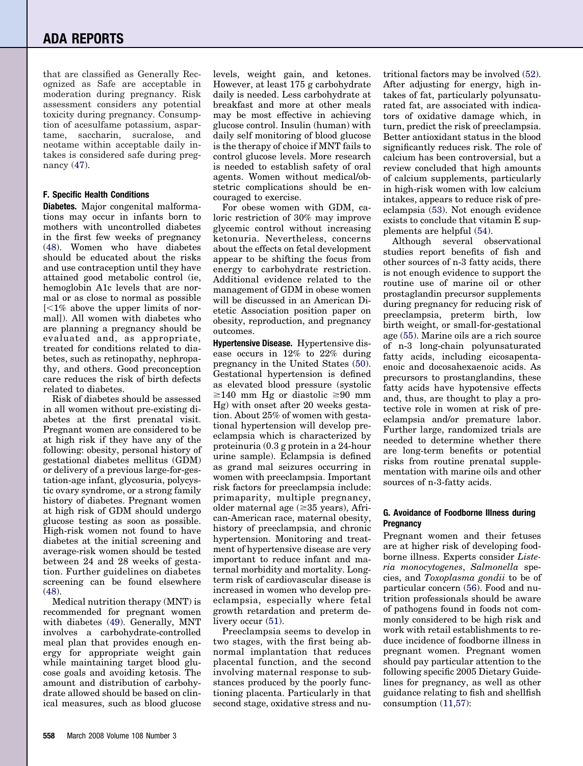that are classified as Generally Recognized as Safe are acceptable in moderation during pregnancy. Risk assessment considers any potential toxicity during pregnancy. Consumption of acesulfame potassium, aspartame, saccharin, sucralose, and neotame within acceptable daily intakes is considered safe during pregnancy (47).

### F. Specific Health Conditions

**Diabetes.** Major congenital malformations may occur in infants born to mothers with uncontrolled diabetes in the first few weeks of pregnancy (48). Women who have diabetes should be educated about the risks and use contraception until they have attained good metabolic control (ie, hemoglobin A1c levels that are normal or as close to normal as possible [<1% above the upper limits of normal]). All women with diabetes who are planning a pregnancy should be evaluated and, as appropriate, treated for conditions related to diabetes, such as retinopathy, nephropathy, and others. Good preconception care reduces the risk of birth defects related to diabetes.

Risk of diabetes should be assessed in all women without pre-existing diabetes at the first prenatal visit. Pregnant women are considered to be at high risk if they have any of the following: obesity, personal history of gestational diabetes mellitus (GDM) or delivery of a previous large-for-gestation-age infant, glycosuria, polycystic ovary syndrome, or a strong family history of diabetes. Pregnant women at high risk of GDM should undergo glucose testing as soon as possible. High-risk women not found to have diabetes at the initial screening and average-risk women should be tested between 24 and 28 weeks of gestation. Further guidelines on diabetes screening can be found elsewhere (48).

Medical nutrition therapy (MNT) is recommended for pregnant women with diabetes (49). Generally, MNT involves a carbohydrate-controlled meal plan that provides enough energy for appropriate weight gain while maintaining target blood glucose goals and avoiding ketosis. The amount and distribution of carbohydrate allowed should be based on clinical measures, such as blood glucose levels, weight gain, and ketones. However, at least 175 g carbohydrate daily is needed. Less carbohydrate at breakfast and more at other meals may be most effective in achieving glucose control. Insulin (human) with daily self monitoring of blood glucose is the therapy of choice if MNT fails to control glucose levels. More research is needed to establish safety of oral agents. Women without medical/obstetric complications should be encouraged to exercise.

For obese women with GDM, caloric restriction of 30% may improve glycemic control without increasing ketonuria. Nevertheless, concerns about the effects on fetal development appear to be shifting the focus from energy to carbohydrate restriction. Additional evidence related to the management of GDM in obese women will be discussed in an American Dietetic Association position paper on obesity, reproduction, and pregnancy outcomes.

**Hypertensive Disease.** Hypertensive disease occurs in 12% to 22% during pregnancy in the United States (50). Gestational hypertension is defined as elevated blood pressure (systolic ≥140 mm Hg or diastolic ≥90 mm Hg) with onset after 20 weeks gestation. About 25% of women with gestational hypertension will develop preeclampsia which is characterized by proteinuria (0.3 g protein in a 24-hour urine sample). Eclampsia is defined as grand mal seizures occurring in women with preeclampsia. Important risk factors for preeclampsia include: primaparity, multiple pregnancy, older maternal age (≥35 years), African-American race, maternal obesity, history of preeclampsia, and chronic hypertension. Monitoring and treatment of hypertensive disease are very important to reduce infant and maternal morbidity and mortality. Long-term risk of cardiovascular disease is increased in women who develop preeclampsia, especially where fetal growth retardation and preterm delivery occur (51).

Preeclampsia seems to develop in two stages, with the first being abnormal implantation that reduces placental function, and the second involving maternal response to substances produced by the poorly functioning placenta. Particularly in that second stage, oxidative stress and nutritional factors may be involved (52). After adjusting for energy, high intakes of fat, particularly polyunsaturated fat, are associated with indicators of oxidative damage which, in turn, predict the risk of preeclampsia. Better antioxidant status in the blood significantly reduces risk. The role of calcium has been controversial, but a review concluded that high amounts of calcium supplements, particularly in high-risk women with low calcium intakes, appears to reduce risk of preeclampsia (53). Not enough evidence exists to conclude that vitamin E supplements are helpful (54).

Although several observational studies report benefits of fish and other sources of n-3 fatty acids, there is not enough evidence to support the routine use of marine oil or other prostaglandin precursor supplements during pregnancy for reducing risk of preeclampsia, preterm birth, low birth weight, or small-for-gestational age (55). Marine oils are a rich source of n-3 long-chain polyunsaturated fatty acids, including eicosapentaenoic and docosahexaenoic acids. As precursors to prostanglandins, these fatty acids have hypotensive effects and, thus, are thought to play a protective role in women at risk of preeclampsia and/or premature labor. Further large, randomized trials are needed to determine whether there are long-term benefits or potential risks from routine prenatal supplementation with marine oils and other sources of n-3-fatty acids.

### G. Avoidance of Foodborne Illness during Pregnancy

Pregnant women and their fetuses are at higher risk of developing foodborne illness. Experts consider *Listeria monocytogenes*, *Salmonella* species, and *Toxoplasma gondii* to be of particular concern (56). Food and nutrition professionals should be aware of pathogens found in foods not commonly considered to be high risk and work with retail establishments to reduce incidence of foodborne illness in pregnant women. Pregnant women should pay particular attention to the following specific 2005 Dietary Guidelines for pregnancy, as well as other guidance relating to fish and shellfish consumption (11,57):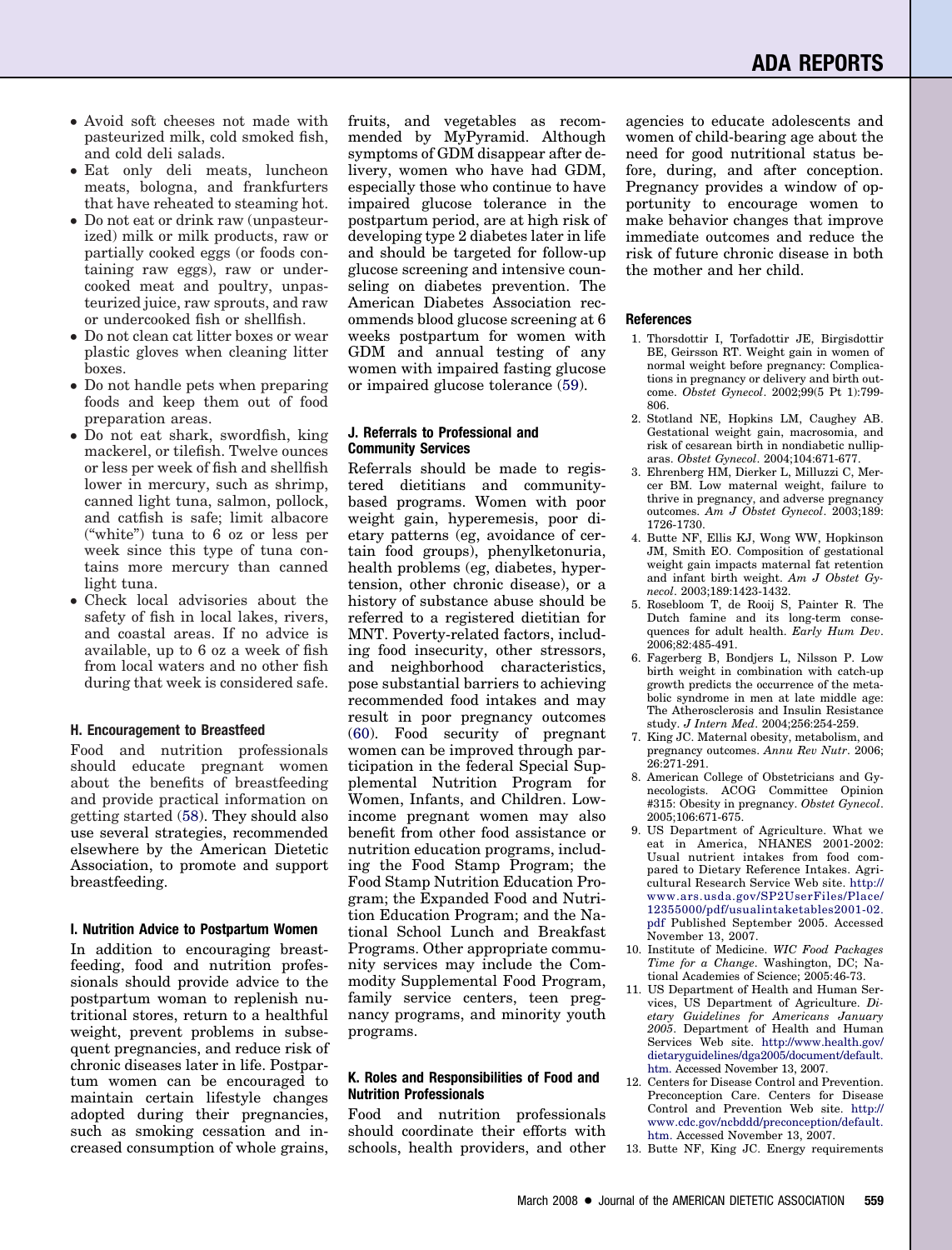- Avoid soft cheeses not made with pasteurized milk, cold smoked fish, and cold deli salads.
- Eat only deli meats, luncheon meats, bologna, and frankfurters that have reheated to steaming hot.
- Do not eat or drink raw (unpasteurized) milk or milk products, raw or partially cooked eggs (or foods containing raw eggs), raw or undercooked meat and poultry, unpasteurized juice, raw sprouts, and raw or undercooked fish or shellfish.
- Do not clean cat litter boxes or wear plastic gloves when cleaning litter boxes.
- Do not handle pets when preparing foods and keep them out of food preparation areas.
- Do not eat shark, swordfish, king mackerel, or tilefish. Twelve ounces or less per week of fish and shellfish lower in mercury, such as shrimp, canned light tuna, salmon, pollock, and catfish is safe; limit albacore ("white") tuna to 6 oz or less per week since this type of tuna contains more mercury than canned light tuna.
- Check local advisories about the safety of fish in local lakes, rivers, and coastal areas. If no advice is available, up to 6 oz a week of fish from local waters and no other fish during that week is considered safe.

### H. Encouragement to Breastfeed

Food and nutrition professionals should educate pregnant women about the benefits of breastfeeding and provide practical information on getting started (58). They should also use several strategies, recommended elsewhere by the American Dietetic Association, to promote and support breastfeeding.

### I. Nutrition Advice to Postpartum Women

In addition to encouraging breastfeeding, food and nutrition professionals should provide advice to the postpartum woman to replenish nutritional stores, return to a healthful weight, prevent problems in subsequent pregnancies, and reduce risk of chronic diseases later in life. Postpartum women can be encouraged to maintain certain lifestyle changes adopted during their pregnancies, such as smoking cessation and increased consumption of whole grains, fruits, and vegetables as recommended by MyPyramid. Although symptoms of GDM disappear after delivery, women who have had GDM, especially those who continue to have impaired glucose tolerance in the postpartum period, are at high risk of developing type 2 diabetes later in life and should be targeted for follow-up glucose screening and intensive counseling on diabetes prevention. The American Diabetes Association recommends blood glucose screening at 6 weeks postpartum for women with GDM and annual testing of any women with impaired fasting glucose or impaired glucose tolerance (59).

### J. Referrals to Professional and Community Services

Referrals should be made to registered dietitians and community-based programs. Women with poor weight gain, hyperemesis, poor dietary patterns (eg, avoidance of certain food groups), phenylketonuria, health problems (eg, diabetes, hypertension, other chronic disease), or a history of substance abuse should be referred to a registered dietitian for MNT. Poverty-related factors, including food insecurity, other stressors, and neighborhood characteristics, pose substantial barriers to achieving recommended food intakes and may result in poor pregnancy outcomes (60). Food security of pregnant women can be improved through participation in the federal Special Supplemental Nutrition Program for Women, Infants, and Children. Low-income pregnant women may also benefit from other food assistance or nutrition education programs, including the Food Stamp Program; the Food Stamp Nutrition Education Program; the Expanded Food and Nutrition Education Program; and the National School Lunch and Breakfast Programs. Other appropriate community services may include the Commodity Supplemental Food Program, family service centers, teen pregnancy programs, and minority youth programs.

### K. Roles and Responsibilities of Food and Nutrition Professionals

Food and nutrition professionals should coordinate their efforts with schools, health providers, and other agencies to educate adolescents and women of child-bearing age about the need for good nutritional status before, during, and after conception. Pregnancy provides a window of opportunity to encourage women to make behavior changes that improve immediate outcomes and reduce the risk of future chronic disease in both the mother and her child.

## References

1. Thorsdottir I, Torfadottir JE, Birgisdottir BE, Geirsson RT. Weight gain in women of normal weight before pregnancy: Complications in pregnancy or delivery and birth outcome. *Obstet Gynecol*. 2002;99(5 Pt 1):799-806.
2. Stotland NE, Hopkins LM, Caughey AB. Gestational weight gain, macrosomia, and risk of cesarean birth in nondiabetic nulliparas. *Obstet Gynecol*. 2004;104:671-677.
3. Ehrenberg HM, Dierker L, Milluzzi C, Mercer BM. Low maternal weight, failure to thrive in pregnancy, and adverse pregnancy outcomes. *Am J Obstet Gynecol*. 2003;189:1726-1730.
4. Butte NF, Ellis KJ, Wong WW, Hopkinson JM, Smith EO. Composition of gestational weight gain impacts maternal fat retention and infant birth weight. *Am J Obstet Gynecol*. 2003;189:1423-1432.
5. Rosebloom T, de Rooij S, Painter R. The Dutch famine and its long-term consequences for adult health. *Early Hum Dev*. 2006;82:485-491.
6. Fagerberg B, Bondjers L, Nilsson P. Low birth weight in combination with catch-up growth predicts the occurrence of the metabolic syndrome in men at late middle age: The Atherosclerosis and Insulin Resistance study. *J Intern Med*. 2004;256:254-259.
7. King JC. Maternal obesity, metabolism, and pregnancy outcomes. *Annu Rev Nutr*. 2006;26:271-291.
8. American College of Obstetricians and Gynecologists. ACOG Committee Opinion #315: Obesity in pregnancy. *Obstet Gynecol*. 2005;106:671-675.
9. US Department of Agriculture. What we eat in America, NHANES 2001-2002: Usual nutrient intakes from food compared to Dietary Reference Intakes. Agricultural Research Service Web site. http://www.ars.usda.gov/SP2UserFiles/Place/12355000/pdf/usualintaketables2001-02.pdf Published September 2005. Accessed November 13, 2007.
10. Institute of Medicine. *WIC Food Packages Time for a Change*. Washington, DC; National Academies of Science; 2005:46-73.
11. US Department of Health and Human Services, US Department of Agriculture. *Dietary Guidelines for Americans January 2005*. Department of Health and Human Services Web site. http://www.health.gov/dietaryguidelines/dga2005/document/default.htm. Accessed November 13, 2007.
12. Centers for Disease Control and Prevention. Preconception Care. Centers for Disease Control and Prevention Web site. http://www.cdc.gov/ncbddd/preconception/default.htm. Accessed November 13, 2007.
13. Butte NF, King JC. Energy requirements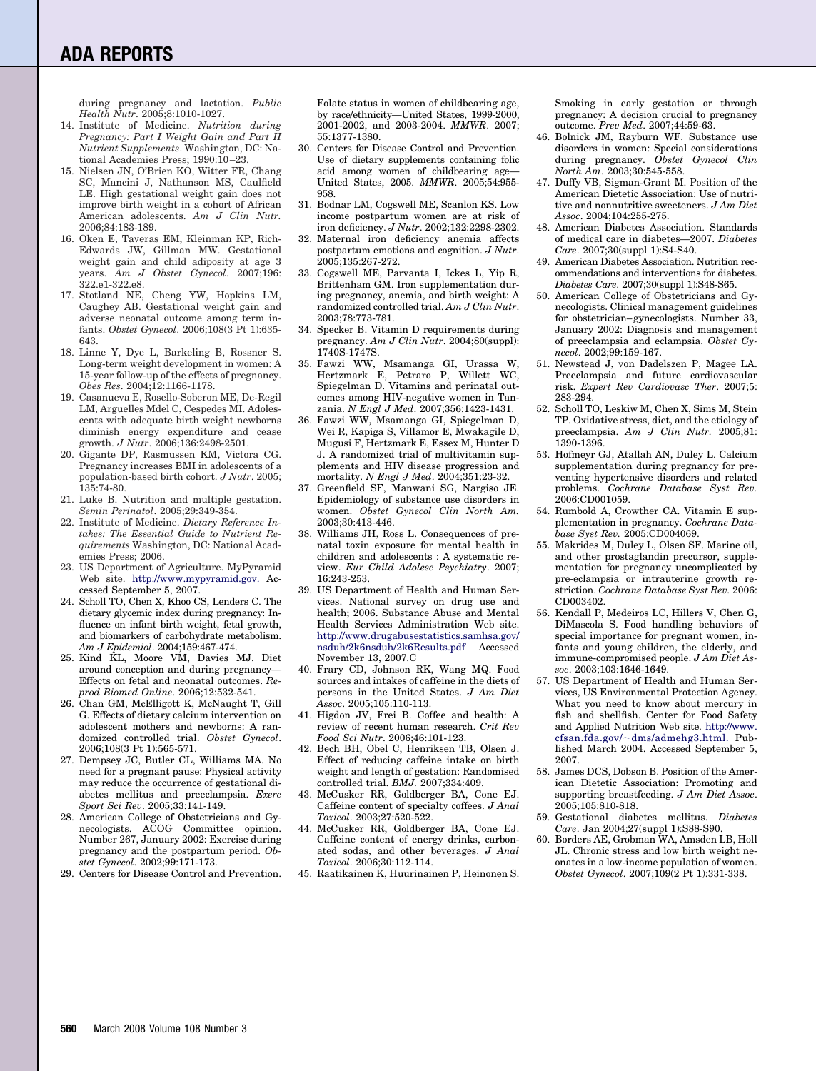during pregnancy and lactation. *Public Health Nutr*. 2005;8:1010-1027.

14. Institute of Medicine. *Nutrition during Pregnancy: Part I Weight Gain and Part II Nutrient Supplements*. Washington, DC: National Academies Press; 1990:10–23.
15. Nielsen JN, O'Brien KO, Witter FR, Chang SC, Mancini J, Nathanson MS, Caulfield LE. High gestational weight gain does not improve birth weight in a cohort of African American adolescents. *Am J Clin Nutr*. 2006;84:183-189.
16. Oken E, Taveras EM, Kleinman KP, Rich-Edwards JW, Gillman MW. Gestational weight gain and child adiposity at age 3 years. *Am J Obstet Gynecol*. 2007;196:322.e1-322.e8.
17. Stotland NE, Cheng YW, Hopkins LM, Caughey AB. Gestational weight gain and adverse neonatal outcome among term infants. *Obstet Gynecol*. 2006;108(3 Pt 1):635-643.
18. Linne Y, Dye L, Barkeling B, Rossner S. Long-term weight development in women: A 15-year follow-up of the effects of pregnancy. *Obes Res*. 2004;12:1166-1178.
19. Casanueva E, Rosello-Soberon ME, De-Regil LM, Arguelles Mdel C, Cespedes MI. Adolescents with adequate birth weight newborns diminish energy expenditure and cease growth. *J Nutr*. 2006;136:2498-2501.
20. Gigante DP, Rasmussen KM, Victora CG. Pregnancy increases BMI in adolescents of a population-based birth cohort. *J Nutr*. 2005;135:74-80.
21. Luke B. Nutrition and multiple gestation. *Semin Perinatol*. 2005;29:349-354.
22. Institute of Medicine. *Dietary Reference Intakes: The Essential Guide to Nutrient Requirements* Washington, DC: National Academies Press; 2006.
23. US Department of Agriculture. MyPyramid Web site. http://www.mypyramid.gov. Accessed September 5, 2007.
24. Scholl TO, Chen X, Khoo CS, Lenders C. The dietary glycemic index during pregnancy: Influence on infant birth weight, fetal growth, and biomarkers of carbohydrate metabolism. *Am J Epidemiol*. 2004;159:467-474.
25. Kind KL, Moore VM, Davies MJ. Diet around conception and during pregnancy—Effects on fetal and neonatal outcomes. *Reprod Biomed Online*. 2006;12:532-541.
26. Chan GM, McElligott K, McNaught T, Gill G. Effects of dietary calcium intervention on adolescent mothers and newborns: A randomized controlled trial. *Obstet Gynecol*. 2006;108(3 Pt 1):565-571.
27. Dempsey JC, Butler CL, Williams MA. No need for a pregnant pause: Physical activity may reduce the occurrence of gestational diabetes mellitus and preeclampsia. *Exerc Sport Sci Rev*. 2005;33:141-149.
28. American College of Obstetricians and Gynecologists. ACOG Committee opinion. Number 267, January 2002: Exercise during pregnancy and the postpartum period. *Obstet Gynecol*. 2002;99:171-173.
29. Centers for Disease Control and Prevention. Folate status in women of childbearing age, by race/ethnicity—United States, 1999-2000, 2001-2002, and 2003-2004. *MMWR*. 2007;55:1377-1380.
30. Centers for Disease Control and Prevention. Use of dietary supplements containing folic acid among women of childbearing age—United States, 2005. *MMWR*. 2005;54:955-958.
31. Bodnar LM, Cogswell ME, Scanlon KS. Low income postpartum women are at risk of iron deficiency. *J Nutr*. 2002;132:2298-2302.
32. Maternal iron deficiency anemia affects postpartum emotions and cognition. *J Nutr*. 2005;135:267-272.
33. Cogswell ME, Parvanta I, Ickes L, Yip R, Brittenham GM. Iron supplementation during pregnancy, anemia, and birth weight: A randomized controlled trial. *Am J Clin Nutr*. 2003;78:773-781.
34. Specker B. Vitamin D requirements during pregnancy. *Am J Clin Nutr*. 2004;80(suppl):1740S-1747S.
35. Fawzi WW, Msamanga GI, Urassa W, Hertzmark E, Petraro P, Willett WC, Spiegelman D. Vitamins and perinatal outcomes among HIV-negative women in Tanzania. *N Engl J Med*. 2007;356:1423-1431.
36. Fawzi WW, Msamanga GI, Spiegelman D, Wei R, Kapiga S, Villamor E, Mwakagile D, Mugusi F, Hertzmark E, Essex M, Hunter D J. A randomized trial of multivitamin supplements and HIV disease progression and mortality. *N Engl J Med*. 2004;351:23-32.
37. Greenfield SF, Manwani SG, Nargiso JE. Epidemiology of substance use disorders in women. *Obstet Gynecol Clin North Am*. 2003;30:413-446.
38. Williams JH, Ross L. Consequences of prenatal toxin exposure for mental health in children and adolescents : A systematic review. *Eur Child Adolesc Psychiatry*. 2007;16:243-253.
39. US Department of Health and Human Services. National survey on drug use and health; 2006. Substance Abuse and Mental Health Services Administration Web site. http://www.drugabusestatistics.samhsa.gov/nsduh/2k6nsduh/2k6Results.pdf Accessed November 13, 2007.C
40. Frary CD, Johnson RK, Wang MQ. Food sources and intakes of caffeine in the diets of persons in the United States. *J Am Diet Assoc*. 2005;105:110-113.
41. Higdon JV, Frei B. Coffee and health: A review of recent human research. *Crit Rev Food Sci Nutr*. 2006;46:101-123.
42. Bech BH, Obel C, Henriksen TB, Olsen J. Effect of reducing caffeine intake on birth weight and length of gestation: Randomised controlled trial. *BMJ*. 2007;334:409.
43. McCusker RR, Goldberger BA, Cone EJ. Caffeine content of specialty coffees. *J Anal Toxicol*. 2003;27:520-522.
44. McCusker RR, Goldberger BA, Cone EJ. Caffeine content of energy drinks, carbonated sodas, and other beverages. *J Anal Toxicol*. 2006;30:112-114.
45. Raatikainen K, Huurinainen P, Heinonen S. Smoking in early gestation or through pregnancy: A decision crucial to pregnancy outcome. *Prev Med*. 2007;44:59-63.
46. Bolnick JM, Rayburn WF. Substance use disorders in women: Special considerations during pregnancy. *Obstet Gynecol Clin North Am*. 2003;30:545-558.
47. Duffy VB, Sigman-Grant M. Position of the American Dietetic Association: Use of nutritive and nonnutritive sweeteners. *J Am Diet Assoc*. 2004;104:255-275.
48. American Diabetes Association. Standards of medical care in diabetes—2007. *Diabetes Care*. 2007;30(suppl 1):S4-S40.
49. American Diabetes Association. Nutrition recommendations and interventions for diabetes. *Diabetes Care*. 2007;30(suppl 1):S48-S65.
50. American College of Obstetricians and Gynecologists. Clinical management guidelines for obstetrician–gynecologists. Number 33, January 2002: Diagnosis and management of preeclampsia and eclampsia. *Obstet Gynecol*. 2002;99:159-167.
51. Newstead J, von Dadelszen P, Magee LA. Preeclampsia and future cardiovascular risk. *Expert Rev Cardiovasc Ther*. 2007;5:283-294.
52. Scholl TO, Leskiw M, Chen X, Sims M, Stein TP. Oxidative stress, diet, and the etiology of preeclampsia. *Am J Clin Nutr*. 2005;81:1390-1396.
53. Hofmeyr GJ, Atallah AN, Duley L. Calcium supplementation during pregnancy for preventing hypertensive disorders and related problems. *Cochrane Database Syst Rev*. 2006:CD001059.
54. Rumbold A, Crowther CA. Vitamin E supplementation in pregnancy. *Cochrane Database Syst Rev*. 2005:CD004069.
55. Makrides M, Duley L, Olsen SF. Marine oil, and other prostaglandin precursor, supplementation for pregnancy uncomplicated by pre-eclampsia or intrauterine growth restriction. *Cochrane Database Syst Rev*. 2006:CD003402.
56. Kendall P, Medeiros LC, Hillers V, Chen G, DiMascola S. Food handling behaviors of special importance for pregnant women, infants and young children, the elderly, and immune-compromised people. *J Am Diet Assoc*. 2003;103:1646-1649.
57. US Department of Health and Human Services, US Environmental Protection Agency. What you need to know about mercury in fish and shellfish. Center for Food Safety and Applied Nutrition Web site. http://www.cfsan.fda.gov/~dms/admehg3.html. Published March 2004. Accessed September 5, 2007.
58. James DCS, Dobson B. Position of the American Dietetic Association: Promoting and supporting breastfeeding. *J Am Diet Assoc*. 2005;105:810-818.
59. Gestational diabetes mellitus. *Diabetes Care*. Jan 2004;27(suppl 1):S88-S90.
60. Borders AE, Grobman WA, Amsden LB, Holl JL. Chronic stress and low birth weight neonates in a low-income population of women. *Obstet Gynecol*. 2007;109(2 Pt 1):331-338.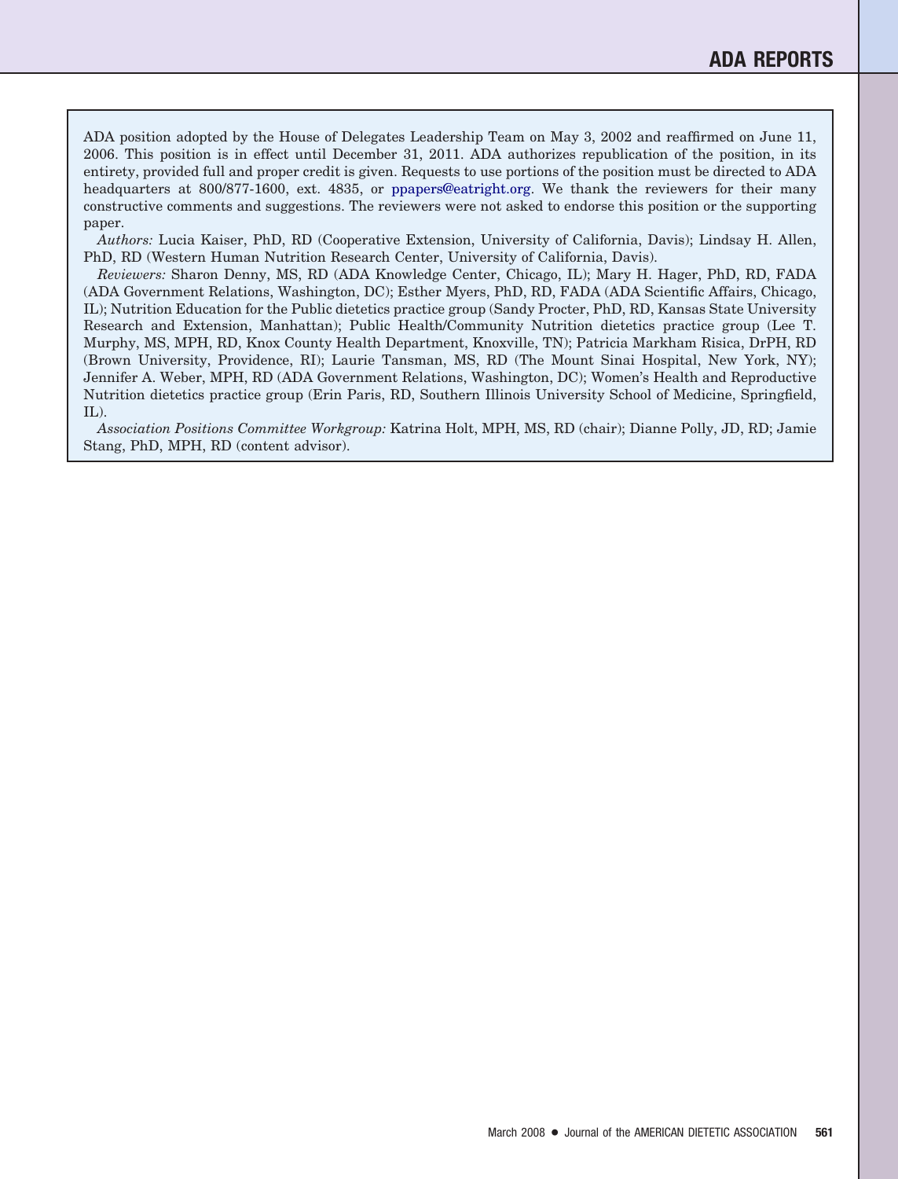ADA position adopted by the House of Delegates Leadership Team on May 3, 2002 and reaffirmed on June 11, 2006. This position is in effect until December 31, 2011. ADA authorizes republication of the position, in its entirety, provided full and proper credit is given. Requests to use portions of the position must be directed to ADA headquarters at 800/877-1600, ext. 4835, or ppapers@eatright.org. We thank the reviewers for their many constructive comments and suggestions. The reviewers were not asked to endorse this position or the supporting paper.

*Authors:* Lucia Kaiser, PhD, RD (Cooperative Extension, University of California, Davis); Lindsay H. Allen, PhD, RD (Western Human Nutrition Research Center, University of California, Davis).

*Reviewers:* Sharon Denny, MS, RD (ADA Knowledge Center, Chicago, IL); Mary H. Hager, PhD, RD, FADA (ADA Government Relations, Washington, DC); Esther Myers, PhD, RD, FADA (ADA Scientific Affairs, Chicago, IL); Nutrition Education for the Public dietetics practice group (Sandy Procter, PhD, RD, Kansas State University Research and Extension, Manhattan); Public Health/Community Nutrition dietetics practice group (Lee T. Murphy, MS, MPH, RD, Knox County Health Department, Knoxville, TN); Patricia Markham Risica, DrPH, RD (Brown University, Providence, RI); Laurie Tansman, MS, RD (The Mount Sinai Hospital, New York, NY); Jennifer A. Weber, MPH, RD (ADA Government Relations, Washington, DC); Women's Health and Reproductive Nutrition dietetics practice group (Erin Paris, RD, Southern Illinois University School of Medicine, Springfield, IL).

*Association Positions Committee Workgroup:* Katrina Holt, MPH, MS, RD (chair); Dianne Polly, JD, RD; Jamie Stang, PhD, MPH, RD (content advisor).